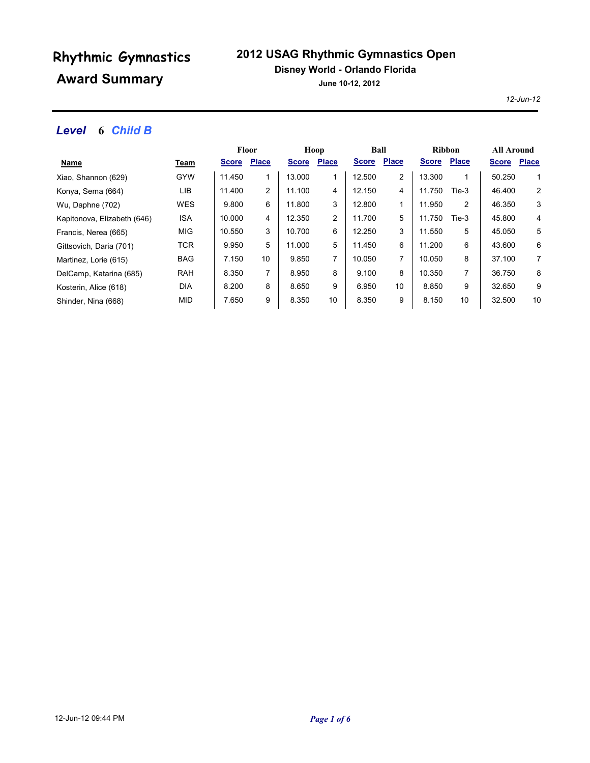# Rhythmic Gymnastics Award Summary

## 2012 USAG Rhythmic Gymnastics Open

**Disney World - Orlando Florida**

**June 10-12, 2012**

*12-Jun-12*

### *Level 6 Child B*

| | | Floor | | Hoop | | Ball | | Ribbon | | All Around | |
|---|---|---|---|---|---|---|---|---|---|---|---|
| **Name** | **Team** | **Score** | **Place** | **Score** | **Place** | **Score** | **Place** | **Score** | **Place** | **Score** | **Place** |
| Xiao, Shannon (629) | GYW | 11.450 | 1 | 13.000 | 1 | 12.500 | 2 | 13.300 | 1 | 50.250 | 1 |
| Konya, Sema (664) | LIB | 11.400 | 2 | 11.100 | 4 | 12.150 | 4 | 11.750 | Tie-3 | 46.400 | 2 |
| Wu, Daphne (702) | WES | 9.800 | 6 | 11.800 | 3 | 12.800 | 1 | 11.950 | 2 | 46.350 | 3 |
| Kapitonova, Elizabeth (646) | ISA | 10.000 | 4 | 12.350 | 2 | 11.700 | 5 | 11.750 | Tie-3 | 45.800 | 4 |
| Francis, Nerea (665) | MIG | 10.550 | 3 | 10.700 | 6 | 12.250 | 3 | 11.550 | 5 | 45.050 | 5 |
| Gittsovich, Daria (701) | TCR | 9.950 | 5 | 11.000 | 5 | 11.450 | 6 | 11.200 | 6 | 43.600 | 6 |
| Martinez, Lorie (615) | BAG | 7.150 | 10 | 9.850 | 7 | 10.050 | 7 | 10.050 | 8 | 37.100 | 7 |
| DelCamp, Katarina (685) | RAH | 8.350 | 7 | 8.950 | 8 | 9.100 | 8 | 10.350 | 7 | 36.750 | 8 |
| Kosterin, Alice (618) | DIA | 8.200 | 8 | 8.650 | 9 | 6.950 | 10 | 8.850 | 9 | 32.650 | 9 |
| Shinder, Nina (668) | MID | 7.650 | 9 | 8.350 | 10 | 8.350 | 9 | 8.150 | 10 | 32.500 | 10 |

12-Jun-12 09:44 PM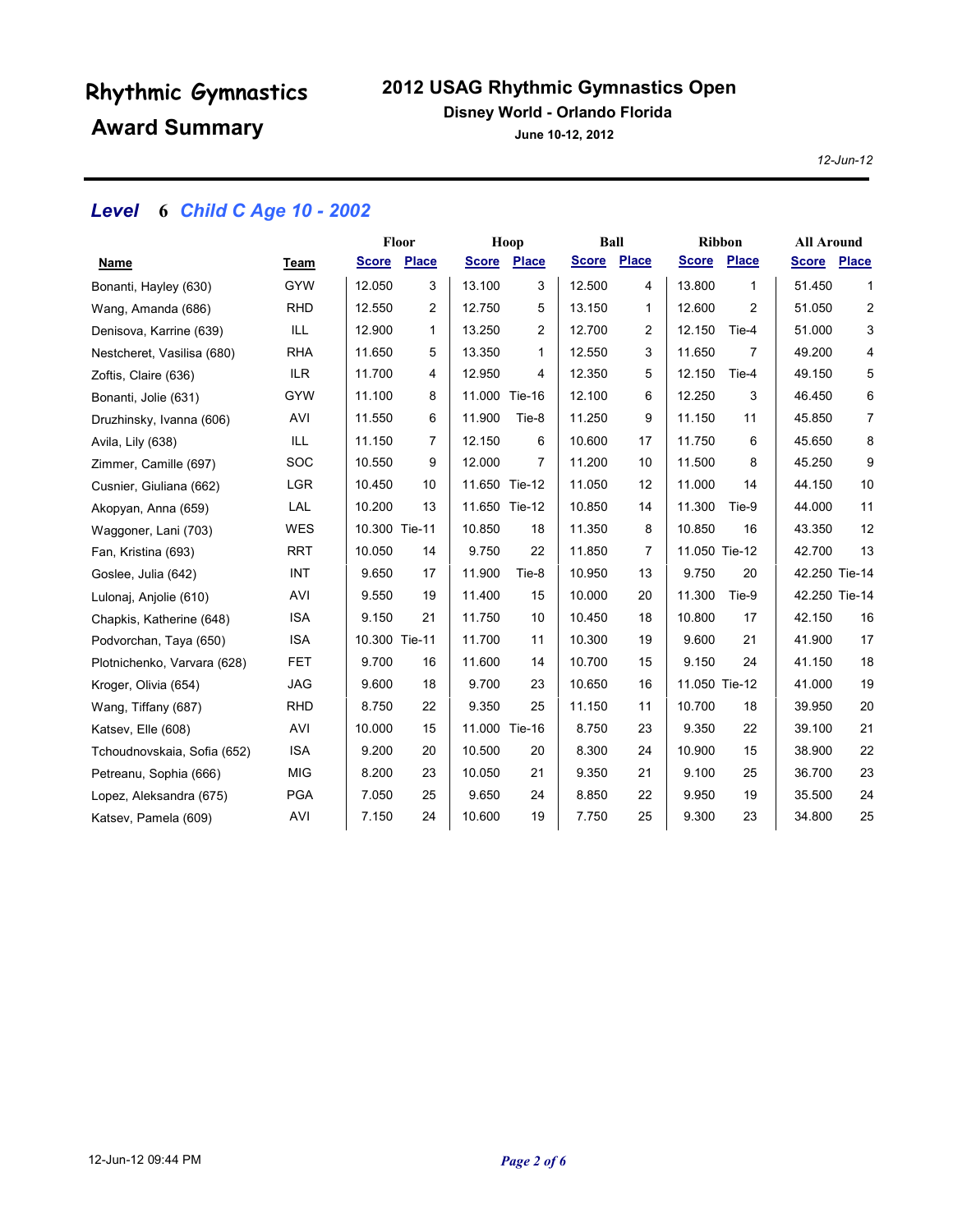# Rhythmic Gymnastics Award Summary

## 2012 USAG Rhythmic Gymnastics Open

**Disney World - Orlando Florida**

**June 10-12, 2012**

*12-Jun-12*

### *Level 6 Child C Age 10 - 2002*

| Name | Team | Floor | | Hoop | | Ball | | Ribbon | | All Around | |
|---|---|---|---|---|---|---|---|---|---|---|---|
| | | Score | Place | Score | Place | Score | Place | Score | Place | Score | Place |
| Bonanti, Hayley (630) | GYW | 12.050 | 3 | 13.100 | 3 | 12.500 | 4 | 13.800 | 1 | 51.450 | 1 |
| Wang, Amanda (686) | RHD | 12.550 | 2 | 12.750 | 5 | 13.150 | 1 | 12.600 | 2 | 51.050 | 2 |
| Denisova, Karrine (639) | ILL | 12.900 | 1 | 13.250 | 2 | 12.700 | 2 | 12.150 | Tie-4 | 51.000 | 3 |
| Nestcheret, Vasilisa (680) | RHA | 11.650 | 5 | 13.350 | 1 | 12.550 | 3 | 11.650 | 7 | 49.200 | 4 |
| Zoftis, Claire (636) | ILR | 11.700 | 4 | 12.950 | 4 | 12.350 | 5 | 12.150 | Tie-4 | 49.150 | 5 |
| Bonanti, Jolie (631) | GYW | 11.100 | 8 | 11.000 | Tie-16 | 12.100 | 6 | 12.250 | 3 | 46.450 | 6 |
| Druzhinsky, Ivanna (606) | AVI | 11.550 | 6 | 11.900 | Tie-8 | 11.250 | 9 | 11.150 | 11 | 45.850 | 7 |
| Avila, Lily (638) | ILL | 11.150 | 7 | 12.150 | 6 | 10.600 | 17 | 11.750 | 6 | 45.650 | 8 |
| Zimmer, Camille (697) | SOC | 10.550 | 9 | 12.000 | 7 | 11.200 | 10 | 11.500 | 8 | 45.250 | 9 |
| Cusnier, Giuliana (662) | LGR | 10.450 | 10 | 11.650 | Tie-12 | 11.050 | 12 | 11.000 | 14 | 44.150 | 10 |
| Akopyan, Anna (659) | LAL | 10.200 | 13 | 11.650 | Tie-12 | 10.850 | 14 | 11.300 | Tie-9 | 44.000 | 11 |
| Waggoner, Lani (703) | WES | 10.300 | Tie-11 | 10.850 | 18 | 11.350 | 8 | 10.850 | 16 | 43.350 | 12 |
| Fan, Kristina (693) | RRT | 10.050 | 14 | 9.750 | 22 | 11.850 | 7 | 11.050 | Tie-12 | 42.700 | 13 |
| Goslee, Julia (642) | INT | 9.650 | 17 | 11.900 | Tie-8 | 10.950 | 13 | 9.750 | 20 | 42.250 | Tie-14 |
| Lulonaj, Anjolie (610) | AVI | 9.550 | 19 | 11.400 | 15 | 10.000 | 20 | 11.300 | Tie-9 | 42.250 | Tie-14 |
| Chapkis, Katherine (648) | ISA | 9.150 | 21 | 11.750 | 10 | 10.450 | 18 | 10.800 | 17 | 42.150 | 16 |
| Podvorchan, Taya (650) | ISA | 10.300 | Tie-11 | 11.700 | 11 | 10.300 | 19 | 9.600 | 21 | 41.900 | 17 |
| Plotnichenko, Varvara (628) | FET | 9.700 | 16 | 11.600 | 14 | 10.700 | 15 | 9.150 | 24 | 41.150 | 18 |
| Kroger, Olivia (654) | JAG | 9.600 | 18 | 9.700 | 23 | 10.650 | 16 | 11.050 | Tie-12 | 41.000 | 19 |
| Wang, Tiffany (687) | RHD | 8.750 | 22 | 9.350 | 25 | 11.150 | 11 | 10.700 | 18 | 39.950 | 20 |
| Katsev, Elle (608) | AVI | 10.000 | 15 | 11.000 | Tie-16 | 8.750 | 23 | 9.350 | 22 | 39.100 | 21 |
| Tchoudnovskaia, Sofia (652) | ISA | 9.200 | 20 | 10.500 | 20 | 8.300 | 24 | 10.900 | 15 | 38.900 | 22 |
| Petreanu, Sophia (666) | MIG | 8.200 | 23 | 10.050 | 21 | 9.350 | 21 | 9.100 | 25 | 36.700 | 23 |
| Lopez, Aleksandra (675) | PGA | 7.050 | 25 | 9.650 | 24 | 8.850 | 22 | 9.950 | 19 | 35.500 | 24 |
| Katsev, Pamela (609) | AVI | 7.150 | 24 | 10.600 | 19 | 7.750 | 25 | 9.300 | 23 | 34.800 | 25 |

12-Jun-12 09:44 PM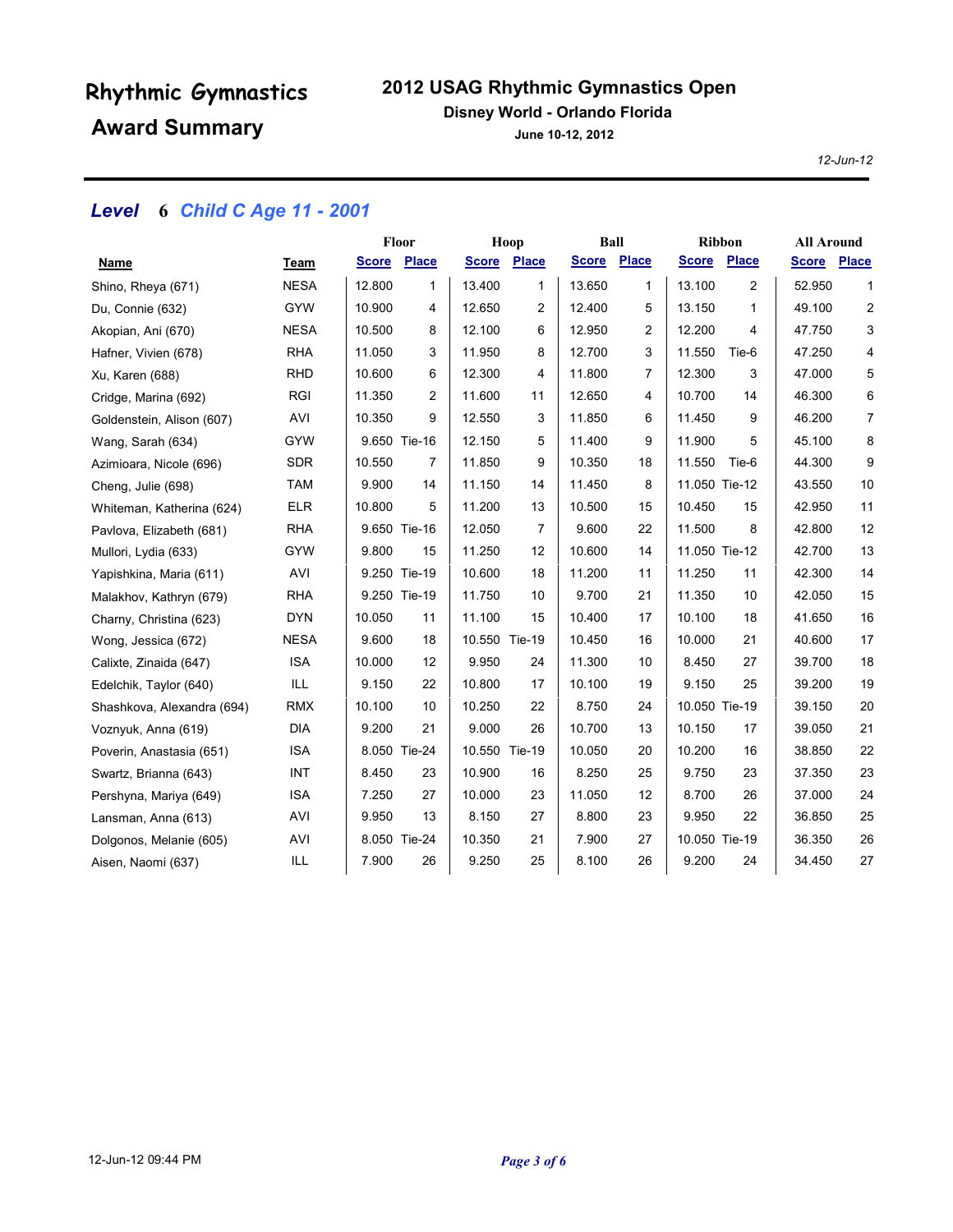# Rhythmic Gymnastics Award Summary

## 2012 USAG Rhythmic Gymnastics Open

**Disney World - Orlando Florida**

**June 10-12, 2012**

*12-Jun-12*

### *Level 6 Child C Age 11 - 2001*

| Name | Team | Floor | | Hoop | | Ball | | Ribbon | | All Around | |
|---|---|---|---|---|---|---|---|---|---|---|---|
| | | Score | Place | Score | Place | Score | Place | Score | Place | Score | Place |
| Shino, Rheya (671) | NESA | 12.800 | 1 | 13.400 | 1 | 13.650 | 1 | 13.100 | 2 | 52.950 | 1 |
| Du, Connie (632) | GYW | 10.900 | 4 | 12.650 | 2 | 12.400 | 5 | 13.150 | 1 | 49.100 | 2 |
| Akopian, Ani (670) | NESA | 10.500 | 8 | 12.100 | 6 | 12.950 | 2 | 12.200 | 4 | 47.750 | 3 |
| Hafner, Vivien (678) | RHA | 11.050 | 3 | 11.950 | 8 | 12.700 | 3 | 11.550 | Tie-6 | 47.250 | 4 |
| Xu, Karen (688) | RHD | 10.600 | 6 | 12.300 | 4 | 11.800 | 7 | 12.300 | 3 | 47.000 | 5 |
| Cridge, Marina (692) | RGI | 11.350 | 2 | 11.600 | 11 | 12.650 | 4 | 10.700 | 14 | 46.300 | 6 |
| Goldenstein, Alison (607) | AVI | 10.350 | 9 | 12.550 | 3 | 11.850 | 6 | 11.450 | 9 | 46.200 | 7 |
| Wang, Sarah (634) | GYW | 9.650 | Tie-16 | 12.150 | 5 | 11.400 | 9 | 11.900 | 5 | 45.100 | 8 |
| Azimioara, Nicole (696) | SDR | 10.550 | 7 | 11.850 | 9 | 10.350 | 18 | 11.550 | Tie-6 | 44.300 | 9 |
| Cheng, Julie (698) | TAM | 9.900 | 14 | 11.150 | 14 | 11.450 | 8 | 11.050 | Tie-12 | 43.550 | 10 |
| Whiteman, Katherina (624) | ELR | 10.800 | 5 | 11.200 | 13 | 10.500 | 15 | 10.450 | 15 | 42.950 | 11 |
| Pavlova, Elizabeth (681) | RHA | 9.650 | Tie-16 | 12.050 | 7 | 9.600 | 22 | 11.500 | 8 | 42.800 | 12 |
| Mullori, Lydia (633) | GYW | 9.800 | 15 | 11.250 | 12 | 10.600 | 14 | 11.050 | Tie-12 | 42.700 | 13 |
| Yapishkina, Maria (611) | AVI | 9.250 | Tie-19 | 10.600 | 18 | 11.200 | 11 | 11.250 | 11 | 42.300 | 14 |
| Malakhov, Kathryn (679) | RHA | 9.250 | Tie-19 | 11.750 | 10 | 9.700 | 21 | 11.350 | 10 | 42.050 | 15 |
| Charny, Christina (623) | DYN | 10.050 | 11 | 11.100 | 15 | 10.400 | 17 | 10.100 | 18 | 41.650 | 16 |
| Wong, Jessica (672) | NESA | 9.600 | 18 | 10.550 | Tie-19 | 10.450 | 16 | 10.000 | 21 | 40.600 | 17 |
| Calixte, Zinaida (647) | ISA | 10.000 | 12 | 9.950 | 24 | 11.300 | 10 | 8.450 | 27 | 39.700 | 18 |
| Edelchik, Taylor (640) | ILL | 9.150 | 22 | 10.800 | 17 | 10.100 | 19 | 9.150 | 25 | 39.200 | 19 |
| Shashkova, Alexandra (694) | RMX | 10.100 | 10 | 10.250 | 22 | 8.750 | 24 | 10.050 | Tie-19 | 39.150 | 20 |
| Voznyuk, Anna (619) | DIA | 9.200 | 21 | 9.000 | 26 | 10.700 | 13 | 10.150 | 17 | 39.050 | 21 |
| Poverin, Anastasia (651) | ISA | 8.050 | Tie-24 | 10.550 | Tie-19 | 10.050 | 20 | 10.200 | 16 | 38.850 | 22 |
| Swartz, Brianna (643) | INT | 8.450 | 23 | 10.900 | 16 | 8.250 | 25 | 9.750 | 23 | 37.350 | 23 |
| Pershyna, Mariya (649) | ISA | 7.250 | 27 | 10.000 | 23 | 11.050 | 12 | 8.700 | 26 | 37.000 | 24 |
| Lansman, Anna (613) | AVI | 9.950 | 13 | 8.150 | 27 | 8.800 | 23 | 9.950 | 22 | 36.850 | 25 |
| Dolgonos, Melanie (605) | AVI | 8.050 | Tie-24 | 10.350 | 21 | 7.900 | 27 | 10.050 | Tie-19 | 36.350 | 26 |
| Aisen, Naomi (637) | ILL | 7.900 | 26 | 9.250 | 25 | 8.100 | 26 | 9.200 | 24 | 34.450 | 27 |

12-Jun-12 09:44 PM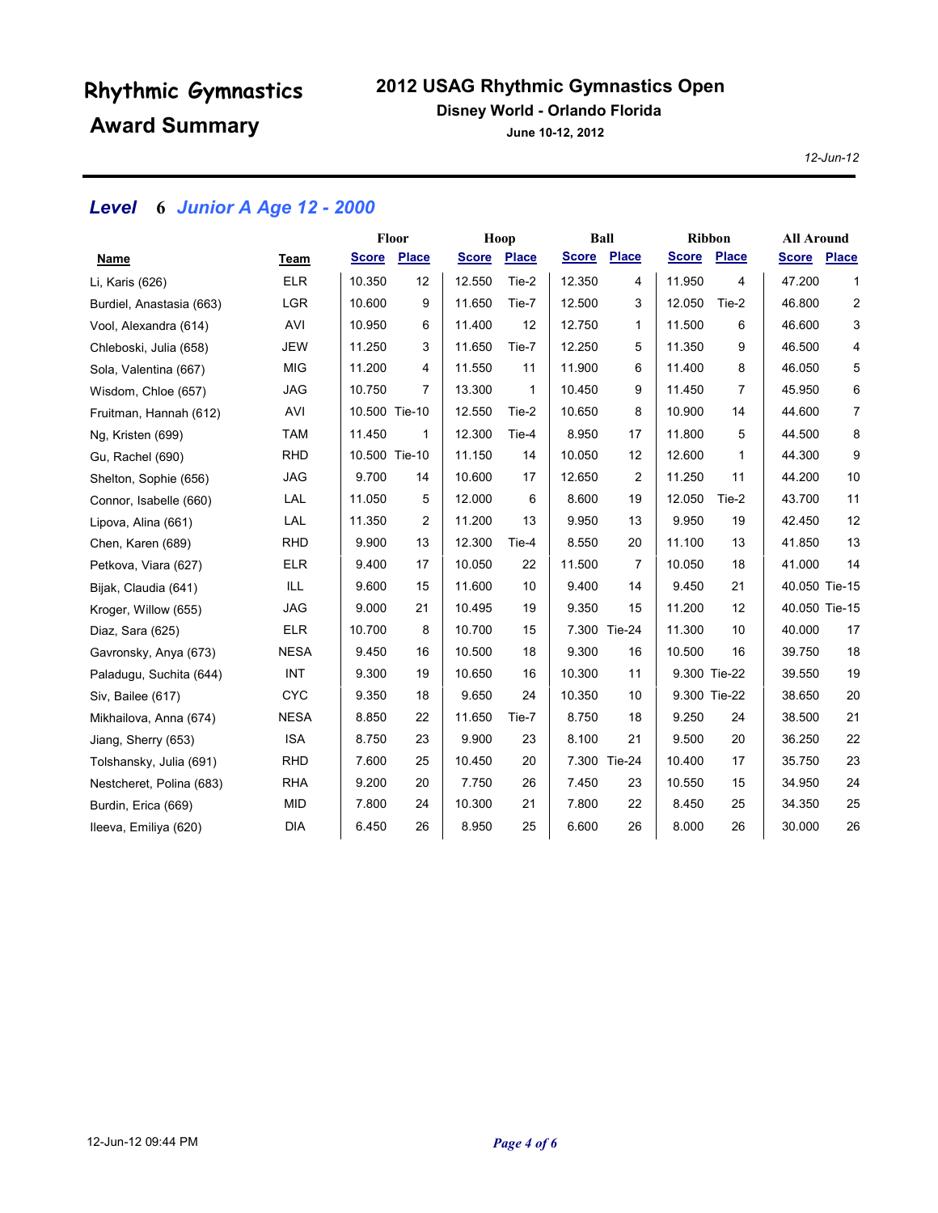# Rhythmic Gymnastics Award Summary

## 2012 USAG Rhythmic Gymnastics Open

**Disney World - Orlando Florida**

**June 10-12, 2012**

*12-Jun-12*

### *Level 6 Junior A Age 12 - 2000*

| Name | Team | Floor Score | Floor Place | Hoop Score | Hoop Place | Ball Score | Ball Place | Ribbon Score | Ribbon Place | All Around Score | All Around Place |
|---|---|---|---|---|---|---|---|---|---|---|---|
| Li, Karis (626) | ELR | 10.350 | 12 | 12.550 | Tie-2 | 12.350 | 4 | 11.950 | 4 | 47.200 | 1 |
| Burdiel, Anastasia (663) | LGR | 10.600 | 9 | 11.650 | Tie-7 | 12.500 | 3 | 12.050 | Tie-2 | 46.800 | 2 |
| Vool, Alexandra (614) | AVI | 10.950 | 6 | 11.400 | 12 | 12.750 | 1 | 11.500 | 6 | 46.600 | 3 |
| Chleboski, Julia (658) | JEW | 11.250 | 3 | 11.650 | Tie-7 | 12.250 | 5 | 11.350 | 9 | 46.500 | 4 |
| Sola, Valentina (667) | MIG | 11.200 | 4 | 11.550 | 11 | 11.900 | 6 | 11.400 | 8 | 46.050 | 5 |
| Wisdom, Chloe (657) | JAG | 10.750 | 7 | 13.300 | 1 | 10.450 | 9 | 11.450 | 7 | 45.950 | 6 |
| Fruitman, Hannah (612) | AVI | 10.500 | Tie-10 | 12.550 | Tie-2 | 10.650 | 8 | 10.900 | 14 | 44.600 | 7 |
| Ng, Kristen (699) | TAM | 11.450 | 1 | 12.300 | Tie-4 | 8.950 | 17 | 11.800 | 5 | 44.500 | 8 |
| Gu, Rachel (690) | RHD | 10.500 | Tie-10 | 11.150 | 14 | 10.050 | 12 | 12.600 | 1 | 44.300 | 9 |
| Shelton, Sophie (656) | JAG | 9.700 | 14 | 10.600 | 17 | 12.650 | 2 | 11.250 | 11 | 44.200 | 10 |
| Connor, Isabelle (660) | LAL | 11.050 | 5 | 12.000 | 6 | 8.600 | 19 | 12.050 | Tie-2 | 43.700 | 11 |
| Lipova, Alina (661) | LAL | 11.350 | 2 | 11.200 | 13 | 9.950 | 13 | 9.950 | 19 | 42.450 | 12 |
| Chen, Karen (689) | RHD | 9.900 | 13 | 12.300 | Tie-4 | 8.550 | 20 | 11.100 | 13 | 41.850 | 13 |
| Petkova, Viara (627) | ELR | 9.400 | 17 | 10.050 | 22 | 11.500 | 7 | 10.050 | 18 | 41.000 | 14 |
| Bijak, Claudia (641) | ILL | 9.600 | 15 | 11.600 | 10 | 9.400 | 14 | 9.450 | 21 | 40.050 | Tie-15 |
| Kroger, Willow (655) | JAG | 9.000 | 21 | 10.495 | 19 | 9.350 | 15 | 11.200 | 12 | 40.050 | Tie-15 |
| Diaz, Sara (625) | ELR | 10.700 | 8 | 10.700 | 15 | 7.300 | Tie-24 | 11.300 | 10 | 40.000 | 17 |
| Gavronsky, Anya (673) | NESA | 9.450 | 16 | 10.500 | 18 | 9.300 | 16 | 10.500 | 16 | 39.750 | 18 |
| Paladugu, Suchita (644) | INT | 9.300 | 19 | 10.650 | 16 | 10.300 | 11 | 9.300 | Tie-22 | 39.550 | 19 |
| Siv, Bailee (617) | CYC | 9.350 | 18 | 9.650 | 24 | 10.350 | 10 | 9.300 | Tie-22 | 38.650 | 20 |
| Mikhailova, Anna (674) | NESA | 8.850 | 22 | 11.650 | Tie-7 | 8.750 | 18 | 9.250 | 24 | 38.500 | 21 |
| Jiang, Sherry (653) | ISA | 8.750 | 23 | 9.900 | 23 | 8.100 | 21 | 9.500 | 20 | 36.250 | 22 |
| Tolshansky, Julia (691) | RHD | 7.600 | 25 | 10.450 | 20 | 7.300 | Tie-24 | 10.400 | 17 | 35.750 | 23 |
| Nestcheret, Polina (683) | RHA | 9.200 | 20 | 7.750 | 26 | 7.450 | 23 | 10.550 | 15 | 34.950 | 24 |
| Burdin, Erica (669) | MID | 7.800 | 24 | 10.300 | 21 | 7.800 | 22 | 8.450 | 25 | 34.350 | 25 |
| Ileeva, Emiliya (620) | DIA | 6.450 | 26 | 8.950 | 25 | 6.600 | 26 | 8.000 | 26 | 30.000 | 26 |

12-Jun-12 09:44 PM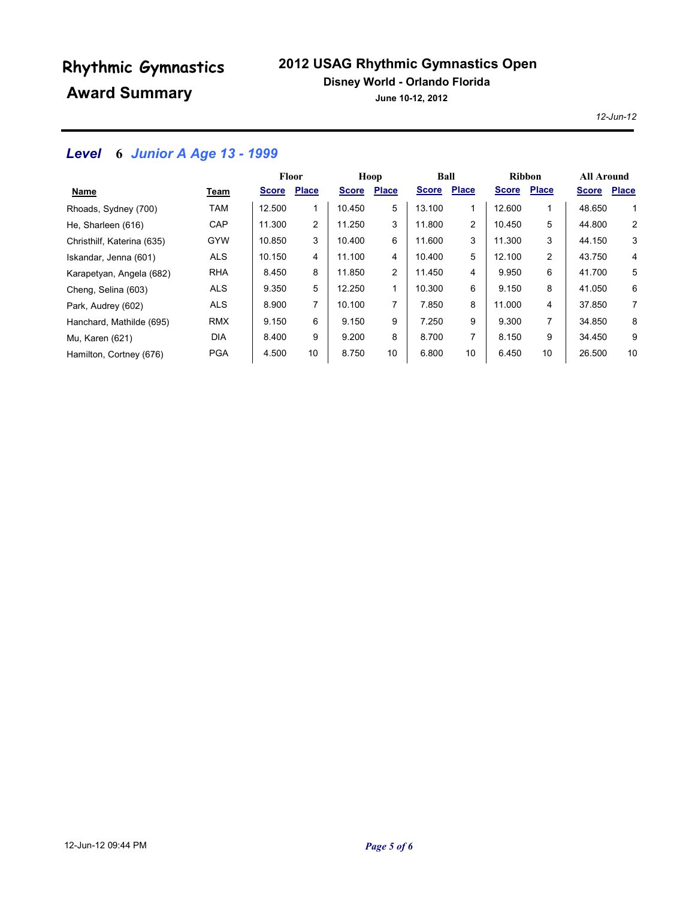# Rhythmic Gymnastics Award Summary

## 2012 USAG Rhythmic Gymnastics Open

**Disney World - Orlando Florida**

**June 10-12, 2012**

*12-Jun-12*

### *Level 6 Junior A Age 13 - 1999*

| Name | Team | Floor | | Hoop | | Ball | | Ribbon | | All Around | |
|---|---|---|---|---|---|---|---|---|---|---|---|
| | | Score | Place | Score | Place | Score | Place | Score | Place | Score | Place |
| Rhoads, Sydney (700) | TAM | 12.500 | 1 | 10.450 | 5 | 13.100 | 1 | 12.600 | 1 | 48.650 | 1 |
| He, Sharleen (616) | CAP | 11.300 | 2 | 11.250 | 3 | 11.800 | 2 | 10.450 | 5 | 44.800 | 2 |
| Christhilf, Katerina (635) | GYW | 10.850 | 3 | 10.400 | 6 | 11.600 | 3 | 11.300 | 3 | 44.150 | 3 |
| Iskandar, Jenna (601) | ALS | 10.150 | 4 | 11.100 | 4 | 10.400 | 5 | 12.100 | 2 | 43.750 | 4 |
| Karapetyan, Angela (682) | RHA | 8.450 | 8 | 11.850 | 2 | 11.450 | 4 | 9.950 | 6 | 41.700 | 5 |
| Cheng, Selina (603) | ALS | 9.350 | 5 | 12.250 | 1 | 10.300 | 6 | 9.150 | 8 | 41.050 | 6 |
| Park, Audrey (602) | ALS | 8.900 | 7 | 10.100 | 7 | 7.850 | 8 | 11.000 | 4 | 37.850 | 7 |
| Hanchard, Mathilde (695) | RMX | 9.150 | 6 | 9.150 | 9 | 7.250 | 9 | 9.300 | 7 | 34.850 | 8 |
| Mu, Karen (621) | DIA | 8.400 | 9 | 9.200 | 8 | 8.700 | 7 | 8.150 | 9 | 34.450 | 9 |
| Hamilton, Cortney (676) | PGA | 4.500 | 10 | 8.750 | 10 | 6.800 | 10 | 6.450 | 10 | 26.500 | 10 |

12-Jun-12 09:44 PM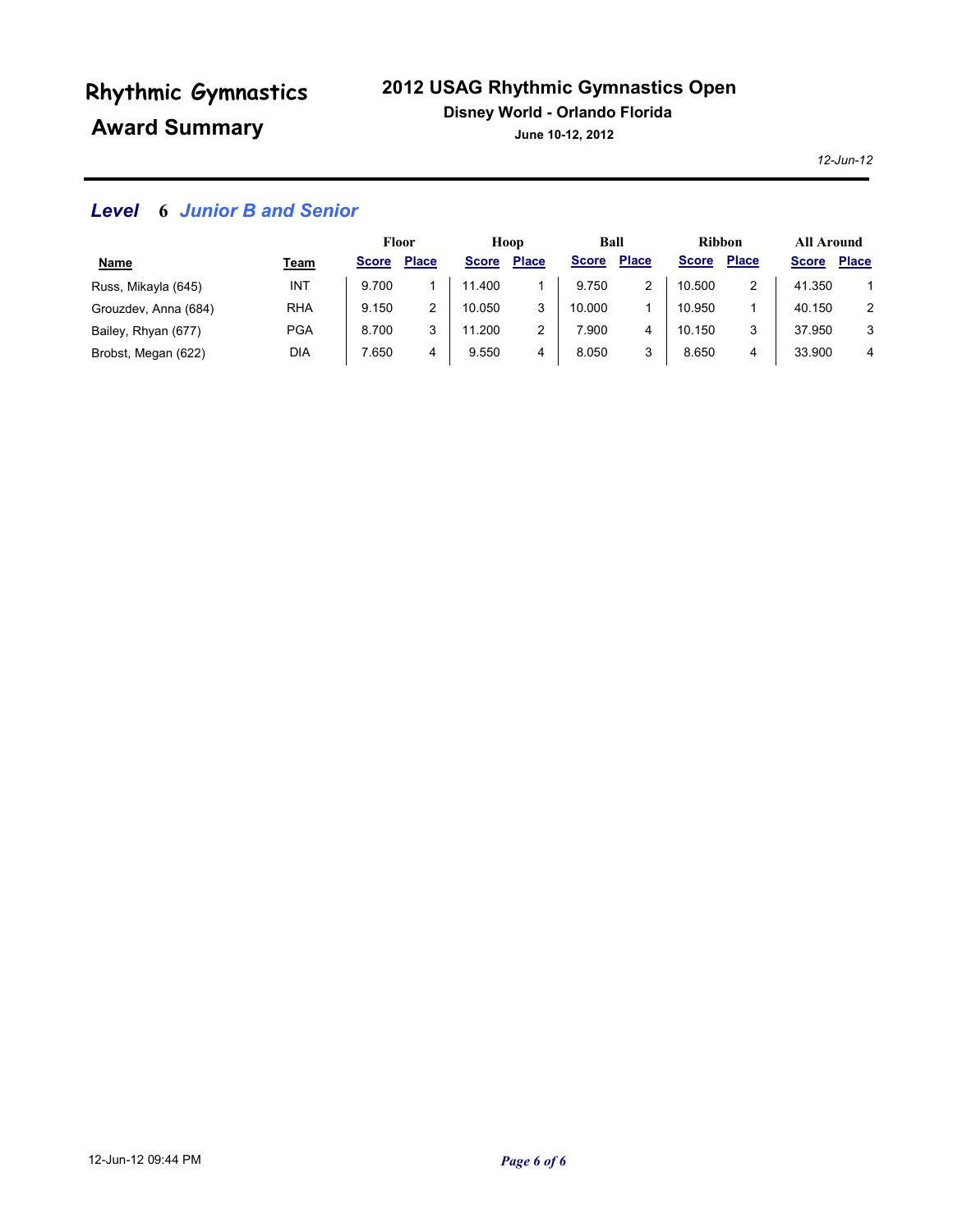# Rhythmic Gymnastics Award Summary

## 2012 USAG Rhythmic Gymnastics Open

**Disney World - Orlando Florida**

**June 10-12, 2012**

*12-Jun-12*

### *Level* 6 *Junior B and Senior*

| | | Floor | | Hoop | | Ball | | Ribbon | | All Around | |
|---|---|---|---|---|---|---|---|---|---|---|---|
| **Name** | **Team** | **Score** | **Place** | **Score** | **Place** | **Score** | **Place** | **Score** | **Place** | **Score** | **Place** |
| Russ, Mikayla (645) | INT | 9.700 | 1 | 11.400 | 1 | 9.750 | 2 | 10.500 | 2 | 41.350 | 1 |
| Grouzdev, Anna (684) | RHA | 9.150 | 2 | 10.050 | 3 | 10.000 | 1 | 10.950 | 1 | 40.150 | 2 |
| Bailey, Rhyan (677) | PGA | 8.700 | 3 | 11.200 | 2 | 7.900 | 4 | 10.150 | 3 | 37.950 | 3 |
| Brobst, Megan (622) | DIA | 7.650 | 4 | 9.550 | 4 | 8.050 | 3 | 8.650 | 4 | 33.900 | 4 |

12-Jun-12 09:44 PM